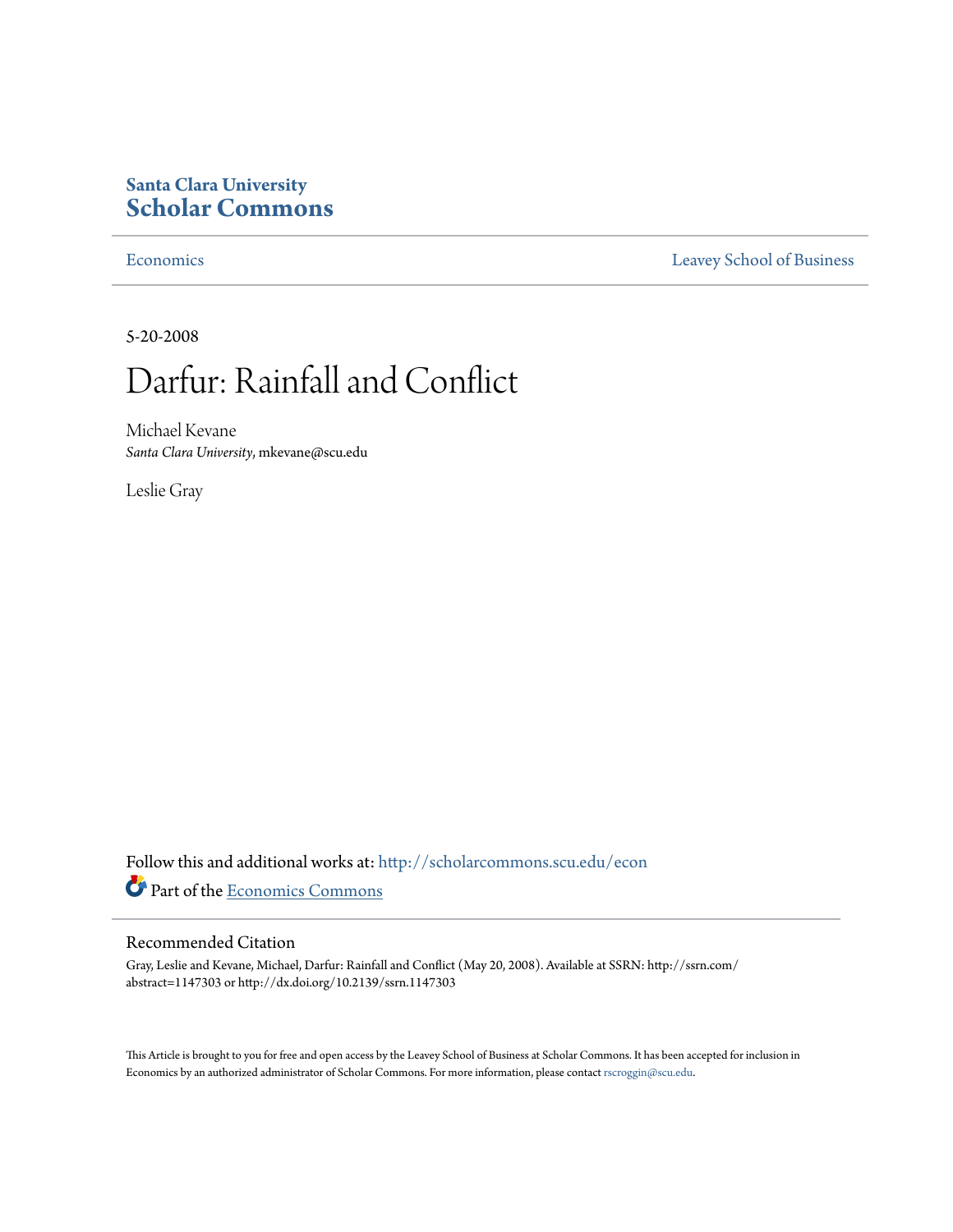**Santa Clara University**
**Scholar Commons**

Economics | Leavey School of Business

5-20-2008

# Darfur: Rainfall and Conflict

Michael Kevane
*Santa Clara University*, mkevane@scu.edu

Leslie Gray

Follow this and additional works at: http://scholarcommons.scu.edu/econ

Part of the Economics Commons

## Recommended Citation

Gray, Leslie and Kevane, Michael, Darfur: Rainfall and Conflict (May 20, 2008). Available at SSRN: http://ssrn.com/abstract=1147303 or http://dx.doi.org/10.2139/ssrn.1147303

This Article is brought to you for free and open access by the Leavey School of Business at Scholar Commons. It has been accepted for inclusion in Economics by an authorized administrator of Scholar Commons. For more information, please contact rscroggin@scu.edu.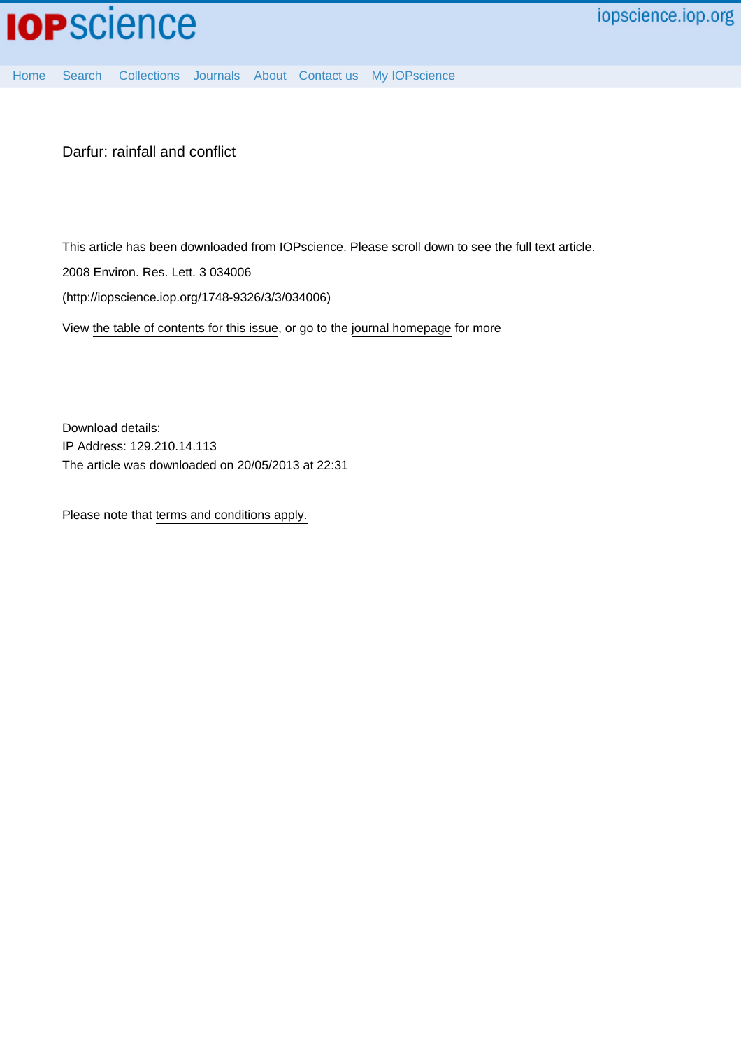Darfur: rainfall and conflict

This article has been downloaded from IOPscience. Please scroll down to see the full text article.

2008 Environ. Res. Lett. 3 034006

(http://iopscience.iop.org/1748-9326/3/3/034006)

View the table of contents for this issue, or go to the journal homepage for more

Download details:
IP Address: 129.210.14.113
The article was downloaded on 20/05/2013 at 22:31

Please note that terms and conditions apply.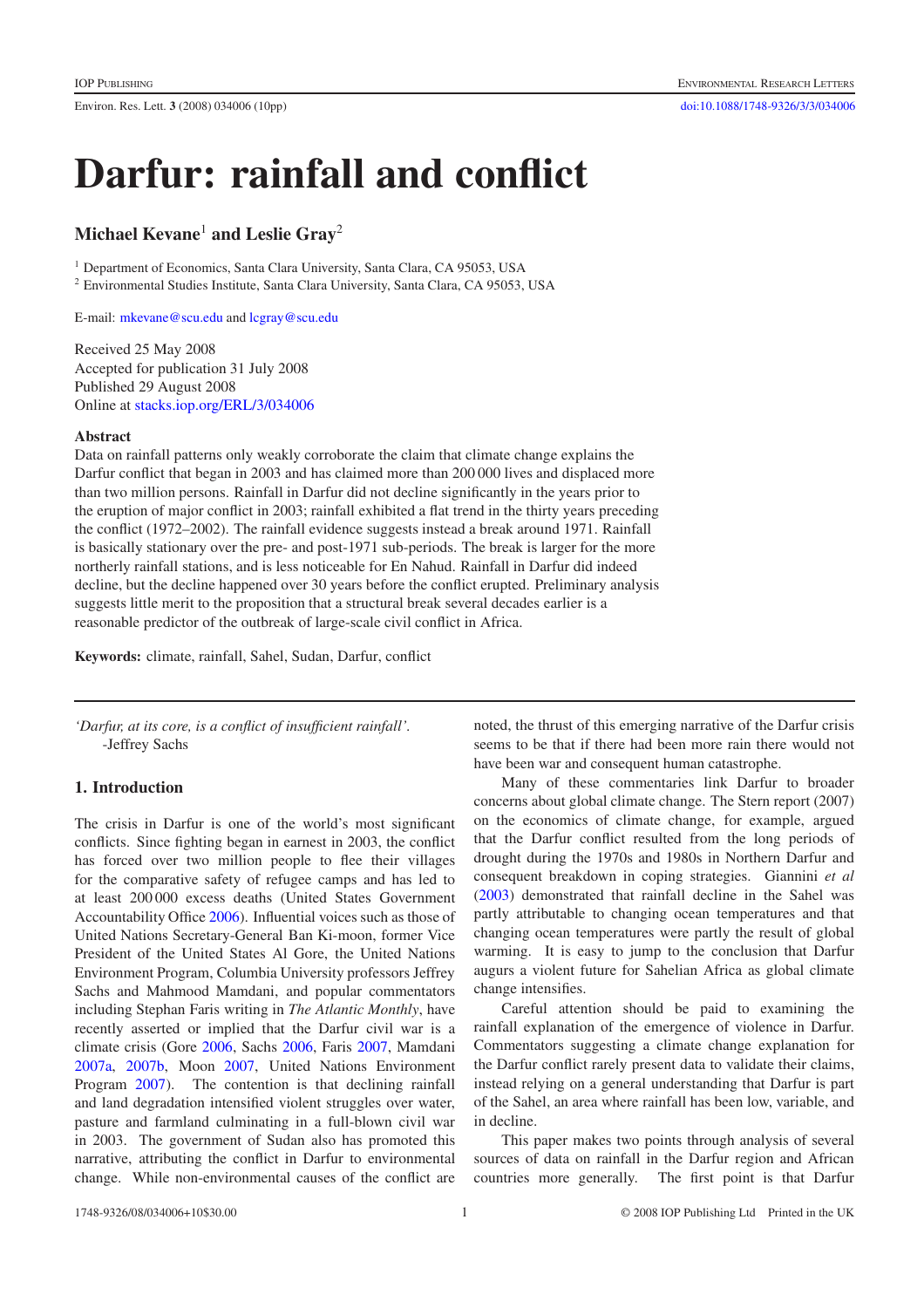# Darfur: rainfall and conflict

## Michael Kevane[1] and Leslie Gray[2]

[1] Department of Economics, Santa Clara University, Santa Clara, CA 95053, USA

[2] Environmental Studies Institute, Santa Clara University, Santa Clara, CA 95053, USA

E-mail: mkevane@scu.edu and lcgray@scu.edu

Received 25 May 2008
Accepted for publication 31 July 2008
Published 29 August 2008
Online at stacks.iop.org/ERL/3/034006

### Abstract

Data on rainfall patterns only weakly corroborate the claim that climate change explains the Darfur conflict that began in 2003 and has claimed more than 200 000 lives and displaced more than two million persons. Rainfall in Darfur did not decline significantly in the years prior to the eruption of major conflict in 2003; rainfall exhibited a flat trend in the thirty years preceding the conflict (1972–2002). The rainfall evidence suggests instead a break around 1971. Rainfall is basically stationary over the pre- and post-1971 sub-periods. The break is larger for the more northerly rainfall stations, and is less noticeable for En Nahud. Rainfall in Darfur did indeed decline, but the decline happened over 30 years before the conflict erupted. Preliminary analysis suggests little merit to the proposition that a structural break several decades earlier is a reasonable predictor of the outbreak of large-scale civil conflict in Africa.

**Keywords:** climate, rainfall, Sahel, Sudan, Darfur, conflict

*'Darfur, at its core, is a conflict of insufficient rainfall'.*
-Jeffrey Sachs

## 1. Introduction

The crisis in Darfur is one of the world's most significant conflicts. Since fighting began in earnest in 2003, the conflict has forced over two million people to flee their villages for the comparative safety of refugee camps and has led to at least 200 000 excess deaths (United States Government Accountability Office 2006). Influential voices such as those of United Nations Secretary-General Ban Ki-moon, former Vice President of the United States Al Gore, the United Nations Environment Program, Columbia University professors Jeffrey Sachs and Mahmood Mamdani, and popular commentators including Stephan Faris writing in *The Atlantic Monthly*, have recently asserted or implied that the Darfur civil war is a climate crisis (Gore 2006, Sachs 2006, Faris 2007, Mamdani 2007a, 2007b, Moon 2007, United Nations Environment Program 2007). The contention is that declining rainfall and land degradation intensified violent struggles over water, pasture and farmland culminating in a full-blown civil war in 2003. The government of Sudan also has promoted this narrative, attributing the conflict in Darfur to environmental change. While non-environmental causes of the conflict are noted, the thrust of this emerging narrative of the Darfur crisis seems to be that if there had been more rain there would not have been war and consequent human catastrophe.

Many of these commentaries link Darfur to broader concerns about global climate change. The Stern report (2007) on the economics of climate change, for example, argued that the Darfur conflict resulted from the long periods of drought during the 1970s and 1980s in Northern Darfur and consequent breakdown in coping strategies. Giannini *et al* (2003) demonstrated that rainfall decline in the Sahel was partly attributable to changing ocean temperatures and that changing ocean temperatures were partly the result of global warming. It is easy to jump to the conclusion that Darfur augurs a violent future for Sahelian Africa as global climate change intensifies.

Careful attention should be paid to examining the rainfall explanation of the emergence of violence in Darfur. Commentators suggesting a climate change explanation for the Darfur conflict rarely present data to validate their claims, instead relying on a general understanding that Darfur is part of the Sahel, an area where rainfall has been low, variable, and in decline.

This paper makes two points through analysis of several sources of data on rainfall in the Darfur region and African countries more generally. The first point is that Darfur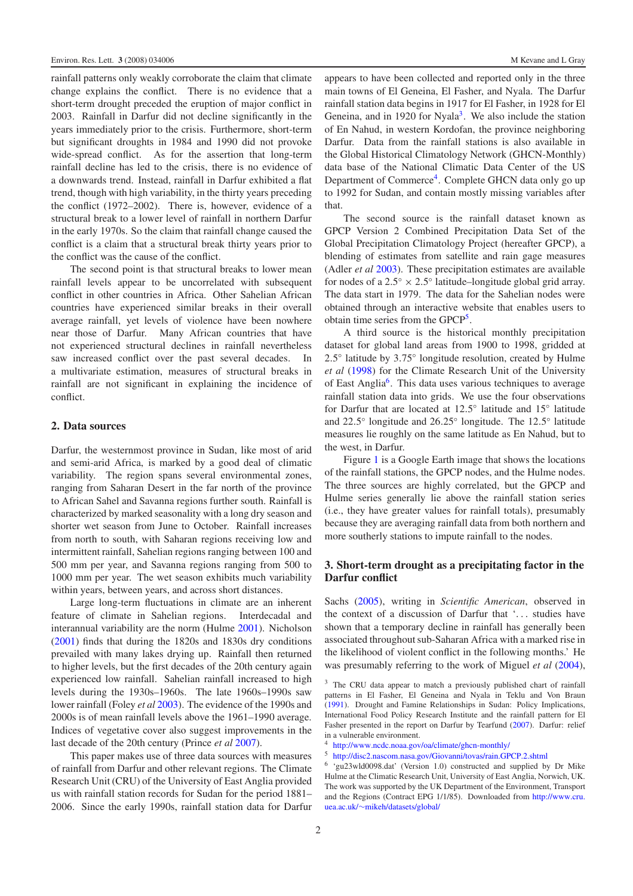rainfall patterns only weakly corroborate the claim that climate change explains the conflict. There is no evidence that a short-term drought preceded the eruption of major conflict in 2003. Rainfall in Darfur did not decline significantly in the years immediately prior to the crisis. Furthermore, short-term but significant droughts in 1984 and 1990 did not provoke wide-spread conflict. As for the assertion that long-term rainfall decline has led to the crisis, there is no evidence of a downwards trend. Instead, rainfall in Darfur exhibited a flat trend, though with high variability, in the thirty years preceding the conflict (1972–2002). There is, however, evidence of a structural break to a lower level of rainfall in northern Darfur in the early 1970s. So the claim that rainfall change caused the conflict is a claim that a structural break thirty years prior to the conflict was the cause of the conflict.

The second point is that structural breaks to lower mean rainfall levels appear to be uncorrelated with subsequent conflict in other countries in Africa. Other Sahelian African countries have experienced similar breaks in their overall average rainfall, yet levels of violence have been nowhere near those of Darfur. Many African countries that have not experienced structural declines in rainfall nevertheless saw increased conflict over the past several decades. In a multivariate estimation, measures of structural breaks in rainfall are not significant in explaining the incidence of conflict.

## 2. Data sources

Darfur, the westernmost province in Sudan, like most of arid and semi-arid Africa, is marked by a good deal of climatic variability. The region spans several environmental zones, ranging from Saharan Desert in the far north of the province to African Sahel and Savanna regions further south. Rainfall is characterized by marked seasonality with a long dry season and shorter wet season from June to October. Rainfall increases from north to south, with Saharan regions receiving low and intermittent rainfall, Sahelian regions ranging between 100 and 500 mm per year, and Savanna regions ranging from 500 to 1000 mm per year. The wet season exhibits much variability within years, between years, and across short distances.

Large long-term fluctuations in climate are an inherent feature of climate in Sahelian regions. Interdecadal and interannual variability are the norm (Hulme 2001). Nicholson (2001) finds that during the 1820s and 1830s dry conditions prevailed with many lakes drying up. Rainfall then returned to higher levels, but the first decades of the 20th century again experienced low rainfall. Sahelian rainfall increased to high levels during the 1930s–1960s. The late 1960s–1990s saw lower rainfall (Foley *et al* 2003). The evidence of the 1990s and 2000s is of mean rainfall levels above the 1961–1990 average. Indices of vegetative cover also suggest improvements in the last decade of the 20th century (Prince *et al* 2007).

This paper makes use of three data sources with measures of rainfall from Darfur and other relevant regions. The Climate Research Unit (CRU) of the University of East Anglia provided us with rainfall station records for Sudan for the period 1881–2006. Since the early 1990s, rainfall station data for Darfur appears to have been collected and reported only in the three main towns of El Geneina, El Fasher, and Nyala. The Darfur rainfall station data begins in 1917 for El Fasher, in 1928 for El Geneina, and in 1920 for Nyala[3]. We also include the station of En Nahud, in western Kordofan, the province neighboring Darfur. Data from the rainfall stations is also available in the Global Historical Climatology Network (GHCN-Monthly) data base of the National Climatic Data Center of the US Department of Commerce[4]. Complete GHCN data only go up to 1992 for Sudan, and contain mostly missing variables after that.

The second source is the rainfall dataset known as GPCP Version 2 Combined Precipitation Data Set of the Global Precipitation Climatology Project (hereafter GPCP), a blending of estimates from satellite and rain gage measures (Adler *et al* 2003). These precipitation estimates are available for nodes of a $2.5^\circ \times 2.5^\circ$ latitude–longitude global grid array. The data start in 1979. The data for the Sahelian nodes were obtained through an interactive website that enables users to obtain time series from the GPCP[5].

A third source is the historical monthly precipitation dataset for global land areas from 1900 to 1998, gridded at 2.5° latitude by 3.75° longitude resolution, created by Hulme *et al* (1998) for the Climate Research Unit of the University of East Anglia[6]. This data uses various techniques to average rainfall station data into grids. We use the four observations for Darfur that are located at 12.5° latitude and 15° latitude and 22.5° longitude and 26.25° longitude. The 12.5° latitude measures lie roughly on the same latitude as En Nahud, but to the west, in Darfur.

Figure 1 is a Google Earth image that shows the locations of the rainfall stations, the GPCP nodes, and the Hulme nodes. The three sources are highly correlated, but the GPCP and Hulme series generally lie above the rainfall station series (i.e., they have greater values for rainfall totals), presumably because they are averaging rainfall data from both northern and more southerly stations to impute rainfall to the nodes.

## 3. Short-term drought as a precipitating factor in the Darfur conflict

Sachs (2005), writing in *Scientific American*, observed in the context of a discussion of Darfur that '... studies have shown that a temporary decline in rainfall has generally been associated throughout sub-Saharan Africa with a marked rise in the likelihood of violent conflict in the following months.' He was presumably referring to the work of Miguel *et al* (2004),

[3] The CRU data appear to match a previously published chart of rainfall patterns in El Fasher, El Geneina and Nyala in Teklu and Von Braun (1991). Drought and Famine Relationships in Sudan: Policy Implications, International Food Policy Research Institute and the rainfall pattern for El Fasher presented in the report on Darfur by Tearfund (2007). Darfur: relief in a vulnerable environment.

[4] http://www.ncdc.noaa.gov/oa/climate/ghcn-monthly/

[5] http://disc2.nascom.nasa.gov/Giovanni/tovas/rain.GPCP.2.shtml

[6] 'gu23wld0098.dat' (Version 1.0) constructed and supplied by Dr Mike Hulme at the Climatic Research Unit, University of East Anglia, Norwich, UK. The work was supported by the UK Department of the Environment, Transport and the Regions (Contract EPG 1/1/85). Downloaded from http://www.cru.uea.ac.uk/~mikeh/datasets/global/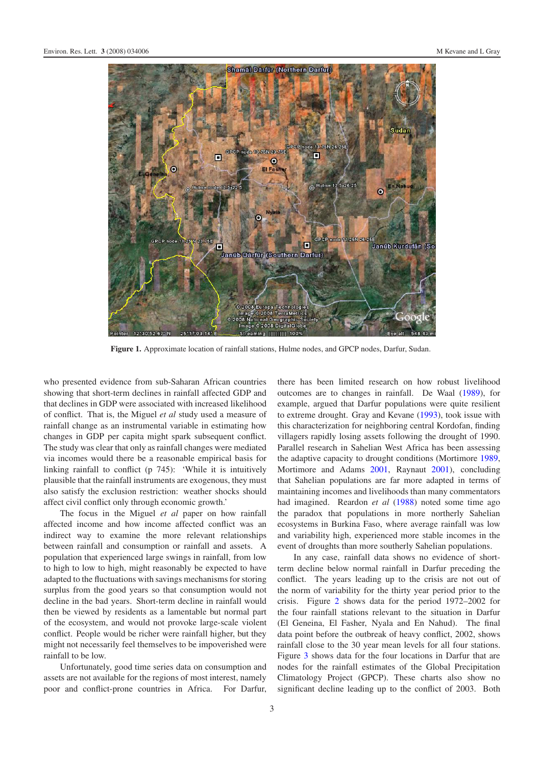Shamāl Dārfūr (Northern Darfur)

Sudan

GPCP node 13.75N 23.75E

GPCP node 13.75N 26.25E

El Fasher

El Geneina

Hulme node 12.5x22.5

Hulme 12.5x26.25

En Nahud

Nyala

GPCP node 11.25N 23.75E

GPCP node 11.25N 26.25E

Janūb Kurdufān (So

Janūb Dārfūr (Southern Darfur)

© 2008 Europa Technologies
Image © 2008 TerraMetrics
© 2008 National Geographic Society
Image © 2008 DigitalGlobe

Google

Pointer 12°30'52.67" N 25°17'03.14" E Streaming ||||||||| 100% Eye alt 548.43 mi

**Figure 1.** Approximate location of rainfall stations, Hulme nodes, and GPCP nodes, Darfur, Sudan.

who presented evidence from sub-Saharan African countries showing that short-term declines in rainfall affected GDP and that declines in GDP were associated with increased likelihood of conflict. That is, the Miguel *et al* study used a measure of rainfall change as an instrumental variable in estimating how changes in GDP per capita might spark subsequent conflict. The study was clear that only as rainfall changes were mediated via incomes would there be a reasonable empirical basis for linking rainfall to conflict (p 745): 'While it is intuitively plausible that the rainfall instruments are exogenous, they must also satisfy the exclusion restriction: weather shocks should affect civil conflict only through economic growth.'

The focus in the Miguel *et al* paper on how rainfall affected income and how income affected conflict was an indirect way to examine the more relevant relationships between rainfall and consumption or rainfall and assets. A population that experienced large swings in rainfall, from low to high to low to high, might reasonably be expected to have adapted to the fluctuations with savings mechanisms for storing surplus from the good years so that consumption would not decline in the bad years. Short-term decline in rainfall would then be viewed by residents as a lamentable but normal part of the ecosystem, and would not provoke large-scale violent conflict. People would be richer were rainfall higher, but they might not necessarily feel themselves to be impoverished were rainfall to be low.

Unfortunately, good time series data on consumption and assets are not available for the regions of most interest, namely poor and conflict-prone countries in Africa. For Darfur, there has been limited research on how robust livelihood outcomes are to changes in rainfall. De Waal (1989), for example, argued that Darfur populations were quite resilient to extreme drought. Gray and Kevane (1993), took issue with this characterization for neighboring central Kordofan, finding villagers rapidly losing assets following the drought of 1990. Parallel research in Sahelian West Africa has been assessing the adaptive capacity to drought conditions (Mortimore 1989, Mortimore and Adams 2001, Raynaut 2001), concluding that Sahelian populations are far more adapted in terms of maintaining incomes and livelihoods than many commentators had imagined. Reardon *et al* (1988) noted some time ago the paradox that populations in more northerly Sahelian ecosystems in Burkina Faso, where average rainfall was low and variability high, experienced more stable incomes in the event of droughts than more southerly Sahelian populations.

In any case, rainfall data shows no evidence of short-term decline below normal rainfall in Darfur preceding the conflict. The years leading up to the crisis are not out of the norm of variability for the thirty year period prior to the crisis. Figure 2 shows data for the period 1972–2002 for the four rainfall stations relevant to the situation in Darfur (El Geneina, El Fasher, Nyala and En Nahud). The final data point before the outbreak of heavy conflict, 2002, shows rainfall close to the 30 year mean levels for all four stations. Figure 3 shows data for the four locations in Darfur that are nodes for the rainfall estimates of the Global Precipitation Climatology Project (GPCP). These charts also show no significant decline leading up to the conflict of 2003. Both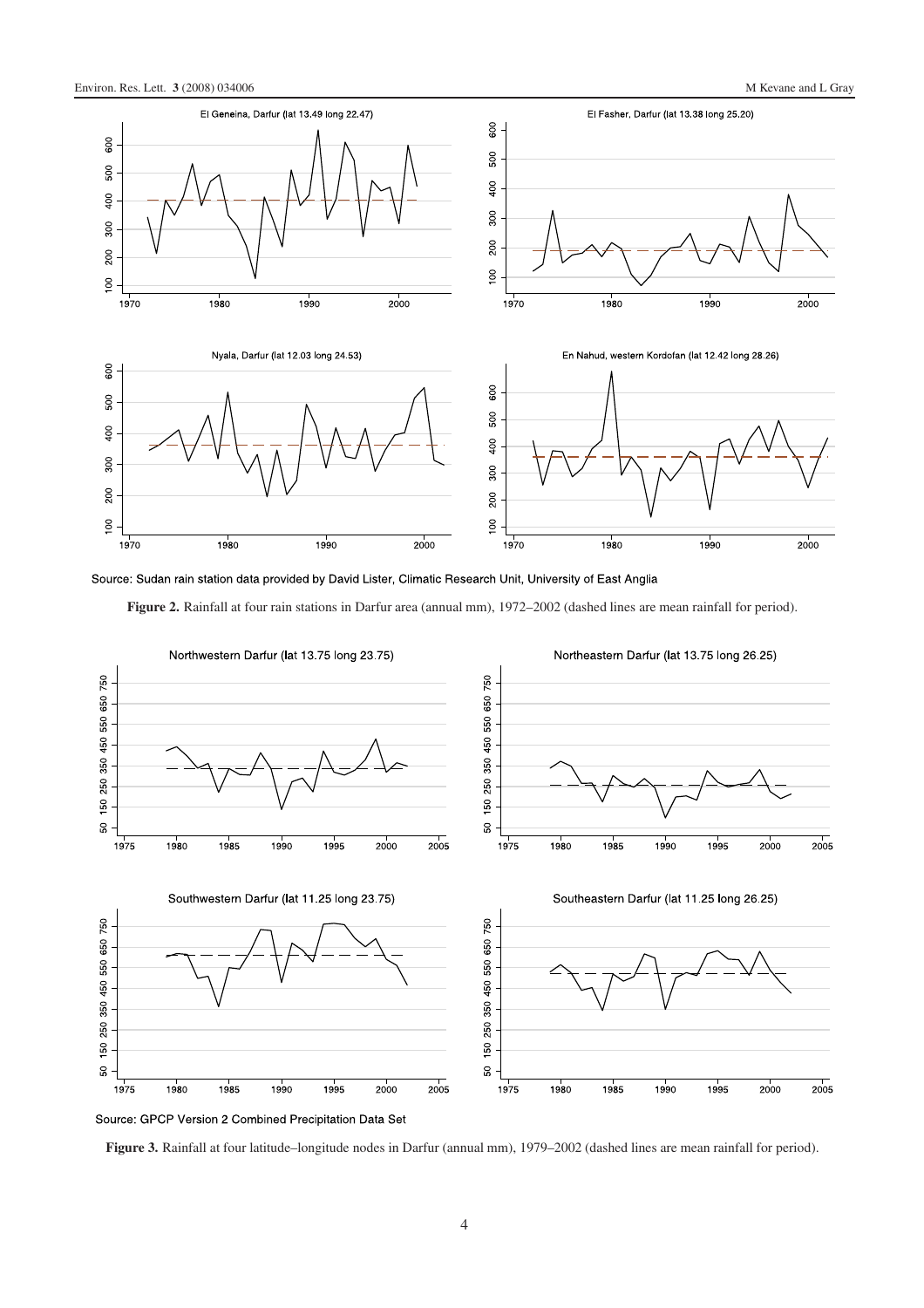Source: Sudan rain station data provided by David Lister, Climatic Research Unit, University of East Anglia

**Figure 2.** Rainfall at four rain stations in Darfur area (annual mm), 1972–2002 (dashed lines are mean rainfall for period).

Source: GPCP Version 2 Combined Precipitation Data Set

**Figure 3.** Rainfall at four latitude–longitude nodes in Darfur (annual mm), 1979–2002 (dashed lines are mean rainfall for period).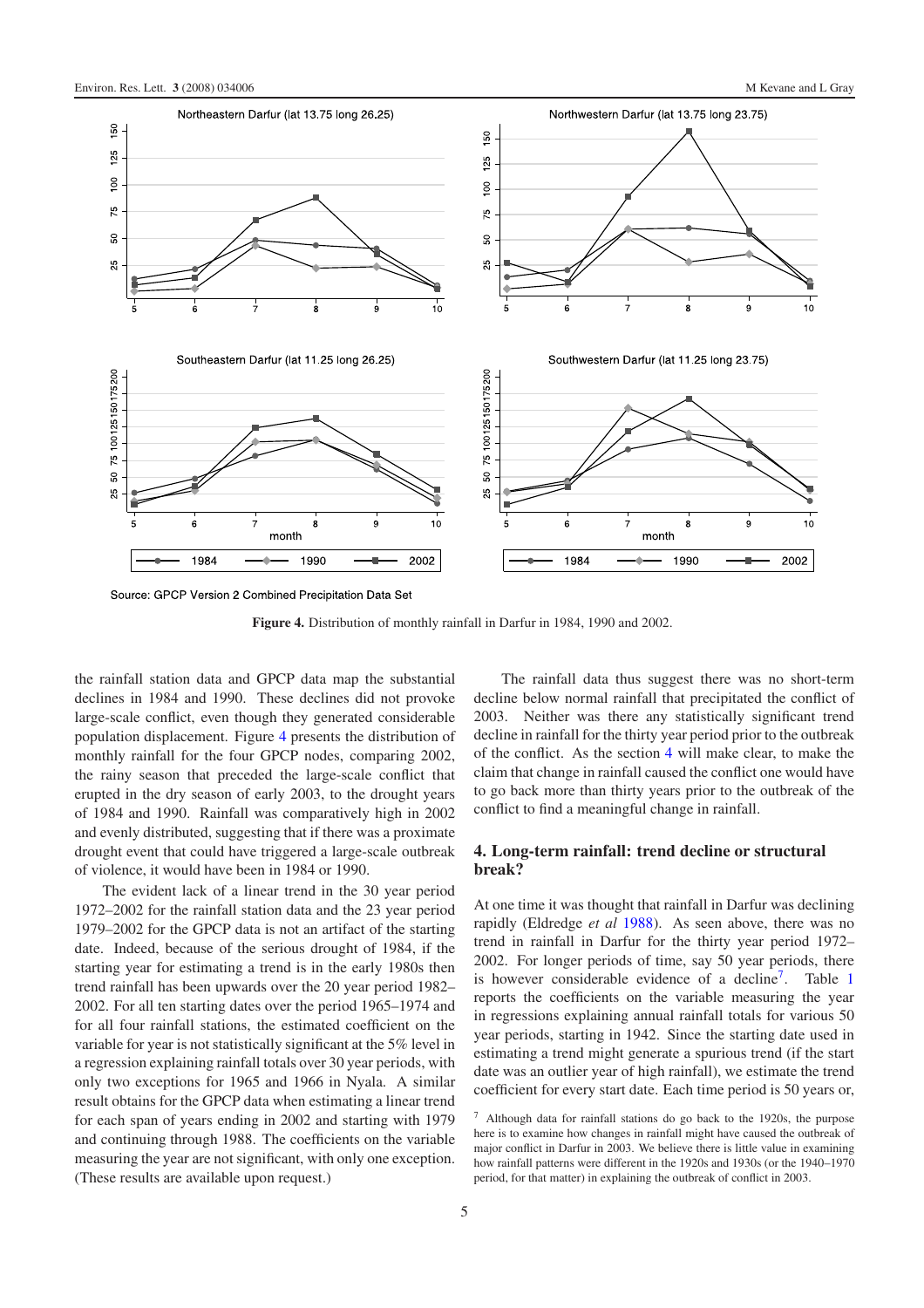Figure 4. Distribution of monthly rainfall in Darfur in 1984, 1990 and 2002.

the rainfall station data and GPCP data map the substantial declines in 1984 and 1990. These declines did not provoke large-scale conflict, even though they generated considerable population displacement. Figure 4 presents the distribution of monthly rainfall for the four GPCP nodes, comparing 2002, the rainy season that preceded the large-scale conflict that erupted in the dry season of early 2003, to the drought years of 1984 and 1990. Rainfall was comparatively high in 2002 and evenly distributed, suggesting that if there was a proximate drought event that could have triggered a large-scale outbreak of violence, it would have been in 1984 or 1990.

The evident lack of a linear trend in the 30 year period 1972–2002 for the rainfall station data and the 23 year period 1979–2002 for the GPCP data is not an artifact of the starting date. Indeed, because of the serious drought of 1984, if the starting year for estimating a trend is in the early 1980s then trend rainfall has been upwards over the 20 year period 1982–2002. For all ten starting dates over the period 1965–1974 and for all four rainfall stations, the estimated coefficient on the variable for year is not statistically significant at the 5% level in a regression explaining rainfall totals over 30 year periods, with only two exceptions for 1965 and 1966 in Nyala. A similar result obtains for the GPCP data when estimating a linear trend for each span of years ending in 2002 and starting with 1979 and continuing through 1988. The coefficients on the variable measuring the year are not significant, with only one exception. (These results are available upon request.)

The rainfall data thus suggest there was no short-term decline below normal rainfall that precipitated the conflict of 2003. Neither was there any statistically significant trend decline in rainfall for the thirty year period prior to the outbreak of the conflict. As the section 4 will make clear, to make the claim that change in rainfall caused the conflict one would have to go back more than thirty years prior to the outbreak of the conflict to find a meaningful change in rainfall.

## 4. Long-term rainfall: trend decline or structural break?

At one time it was thought that rainfall in Darfur was declining rapidly (Eldredge *et al* 1988). As seen above, there was no trend in rainfall in Darfur for the thirty year period 1972–2002. For longer periods of time, say 50 year periods, there is however considerable evidence of a decline[7]. Table 1 reports the coefficients on the variable measuring the year in regressions explaining annual rainfall totals for various 50 year periods, starting in 1942. Since the starting date used in estimating a trend might generate a spurious trend (if the start date was an outlier year of high rainfall), we estimate the trend coefficient for every start date. Each time period is 50 years or,

[7] Although data for rainfall stations do go back to the 1920s, the purpose here is to examine how changes in rainfall might have caused the outbreak of major conflict in Darfur in 2003. We believe there is little value in examining how rainfall patterns were different in the 1920s and 1930s (or the 1940–1970 period, for that matter) in explaining the outbreak of conflict in 2003.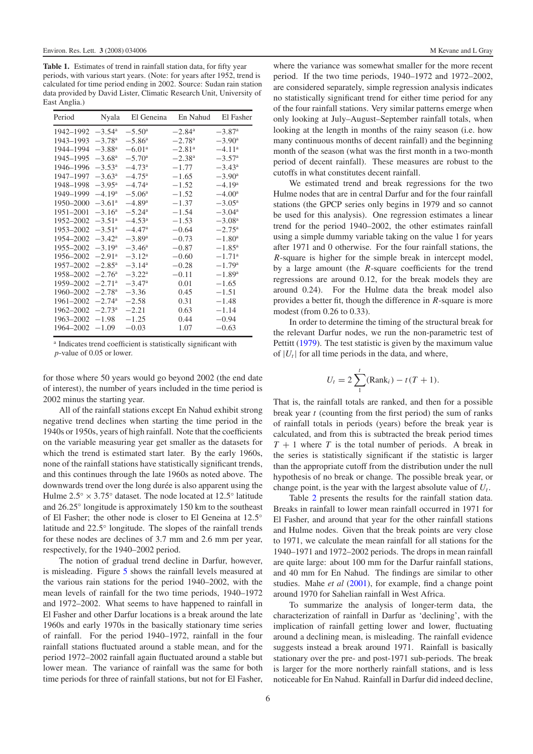**Table 1.** Estimates of trend in rainfall station data, for fifty year periods, with various start years. (Note: for years after 1952, trend is calculated for time period ending in 2002. Source: Sudan rain station data provided by David Lister, Climatic Research Unit, University of East Anglia.)

| Period | Nyala | El Geneina | En Nahud | El Fasher |
|---|---|---|---|---|
| 1942–1992 | −3.54[a] | −5.50[a] | −2.84[a] | −3.87[a] |
| 1943–1993 | −3.78[a] | −5.86[a] | −2.78[a] | −3.90[a] |
| 1944–1994 | −3.88[a] | −6.01[a] | −2.81[a] | −4.11[a] |
| 1945–1995 | −3.68[a] | −5.70[a] | −2.38[a] | −3.57[a] |
| 1946–1996 | −3.53[a] | −4.73[a] | −1.77 | −3.43[a] |
| 1947–1997 | −3.63[a] | −4.75[a] | −1.65 | −3.90[a] |
| 1948–1998 | −3.95[a] | −4.74[a] | −1.52 | −4.19[a] |
| 1949–1999 | −4.19[a] | −5.06[a] | −1.52 | −4.00[a] |
| 1950–2000 | −3.61[a] | −4.89[a] | −1.37 | −3.05[a] |
| 1951–2001 | −3.16[a] | −5.24[a] | −1.54 | −3.04[a] |
| 1952–2002 | −3.51[a] | −4.53[a] | −1.53 | −3.08[a] |
| 1953–2002 | −3.51[a] | −4.47[a] | −0.64 | −2.75[a] |
| 1954–2002 | −3.42[a] | −3.89[a] | −0.73 | −1.80[a] |
| 1955–2002 | −3.19[a] | −3.46[a] | −0.87 | −1.85[a] |
| 1956–2002 | −2.91[a] | −3.12[a] | −0.60 | −1.71[a] |
| 1957–2002 | −2.85[a] | −3.14[a] | −0.28 | −1.79[a] |
| 1958–2002 | −2.76[a] | −3.22[a] | −0.11 | −1.89[a] |
| 1959–2002 | −2.71[a] | −3.47[a] | 0.01 | −1.65 |
| 1960–2002 | −2.78[a] | −3.36 | 0.45 | −1.51 |
| 1961–2002 | −2.74[a] | −2.58 | 0.31 | −1.48 |
| 1962–2002 | −2.73[a] | −2.21 | 0.63 | −1.14 |
| 1963–2002 | −1.98 | −1.25 | 0.44 | −0.94 |
| 1964–2002 | −1.09 | −0.03 | 1.07 | −0.63 |

[a] Indicates trend coefficient is statistically significant with *p*-value of 0.05 or lower.

for those where 50 years would go beyond 2002 (the end date of interest), the number of years included in the time period is 2002 minus the starting year.

All of the rainfall stations except En Nahud exhibit strong negative trend declines when starting the time period in the 1940s or 1950s, years of high rainfall. Note that the coefficients on the variable measuring year get smaller as the datasets for which the trend is estimated start later. By the early 1960s, none of the rainfall stations have statistically significant trends, and this continues through the late 1960s as noted above. The downwards trend over the long durée is also apparent using the Hulme 2.5° × 3.75° dataset. The node located at 12.5° latitude and 26.25° longitude is approximately 150 km to the southeast of El Fasher; the other node is closer to El Geneina at 12.5° latitude and 22.5° longitude. The slopes of the rainfall trends for these nodes are declines of 3.7 mm and 2.6 mm per year, respectively, for the 1940–2002 period.

The notion of gradual trend decline in Darfur, however, is misleading. Figure 5 shows the rainfall levels measured at the various rain stations for the period 1940–2002, with the mean levels of rainfall for the two time periods, 1940–1972 and 1972–2002. What seems to have happened to rainfall in El Fasher and other Darfur locations is a break around the late 1960s and early 1970s in the basically stationary time series of rainfall. For the period 1940–1972, rainfall in the four rainfall stations fluctuated around a stable mean, and for the period 1972–2002 rainfall again fluctuated around a stable but lower mean. The variance of rainfall was the same for both time periods for three of rainfall stations, but not for El Fasher, where the variance was somewhat smaller for the more recent period. If the two time periods, 1940–1972 and 1972–2002, are considered separately, simple regression analysis indicates no statistically significant trend for either time period for any of the four rainfall stations. Very similar patterns emerge when only looking at July–August–September rainfall totals, when looking at the length in months of the rainy season (i.e. how many continuous months of decent rainfall) and the beginning month of the season (what was the first month in a two-month period of decent rainfall). These measures are robust to the cutoffs in what constitutes decent rainfall.

We estimated trend and break regressions for the two Hulme nodes that are in central Darfur and for the four rainfall stations (the GPCP series only begins in 1979 and so cannot be used for this analysis). One regression estimates a linear trend for the period 1940–2002, the other estimates rainfall using a simple dummy variable taking on the value 1 for years after 1971 and 0 otherwise. For the four rainfall stations, the $R$-square is higher for the simple break in intercept model, by a large amount (the $R$-square coefficients for the trend regressions are around 0.12, for the break models they are around 0.24). For the Hulme data the break model also provides a better fit, though the difference in $R$-square is more modest (from 0.26 to 0.33).

In order to determine the timing of the structural break for the relevant Darfur nodes, we run the non-parametric test of Pettitt (1979). The test statistic is given by the maximum value of $|U_t|$ for all time periods in the data, and where,

$$U_t = 2\sum_{1}^{t}(\text{Rank}_i) - t(T+1).$$

That is, the rainfall totals are ranked, and then for a possible break year $t$ (counting from the first period) the sum of ranks of rainfall totals in periods (years) before the break year is calculated, and from this is subtracted the break period times $T+1$ where $T$ is the total number of periods. A break in the series is statistically significant if the statistic is larger than the appropriate cutoff from the distribution under the null hypothesis of no break or change. The possible break year, or change point, is the year with the largest absolute value of $U_t$.

Table 2 presents the results for the rainfall station data. Breaks in rainfall to lower mean rainfall occurred in 1971 for El Fasher, and around that year for the other rainfall stations and Hulme nodes. Given that the break points are very close to 1971, we calculate the mean rainfall for all stations for the 1940–1971 and 1972–2002 periods. The drops in mean rainfall are quite large: about 100 mm for the Darfur rainfall stations, and 40 mm for En Nahud. The findings are similar to other studies. Mahe *et al* (2001), for example, find a change point around 1970 for Sahelian rainfall in West Africa.

To summarize the analysis of longer-term data, the characterization of rainfall in Darfur as 'declining', with the implication of rainfall getting lower and lower, fluctuating around a declining mean, is misleading. The rainfall evidence suggests instead a break around 1971. Rainfall is basically stationary over the pre- and post-1971 sub-periods. The break is larger for the more northerly rainfall stations, and is less noticeable for En Nahud. Rainfall in Darfur did indeed decline,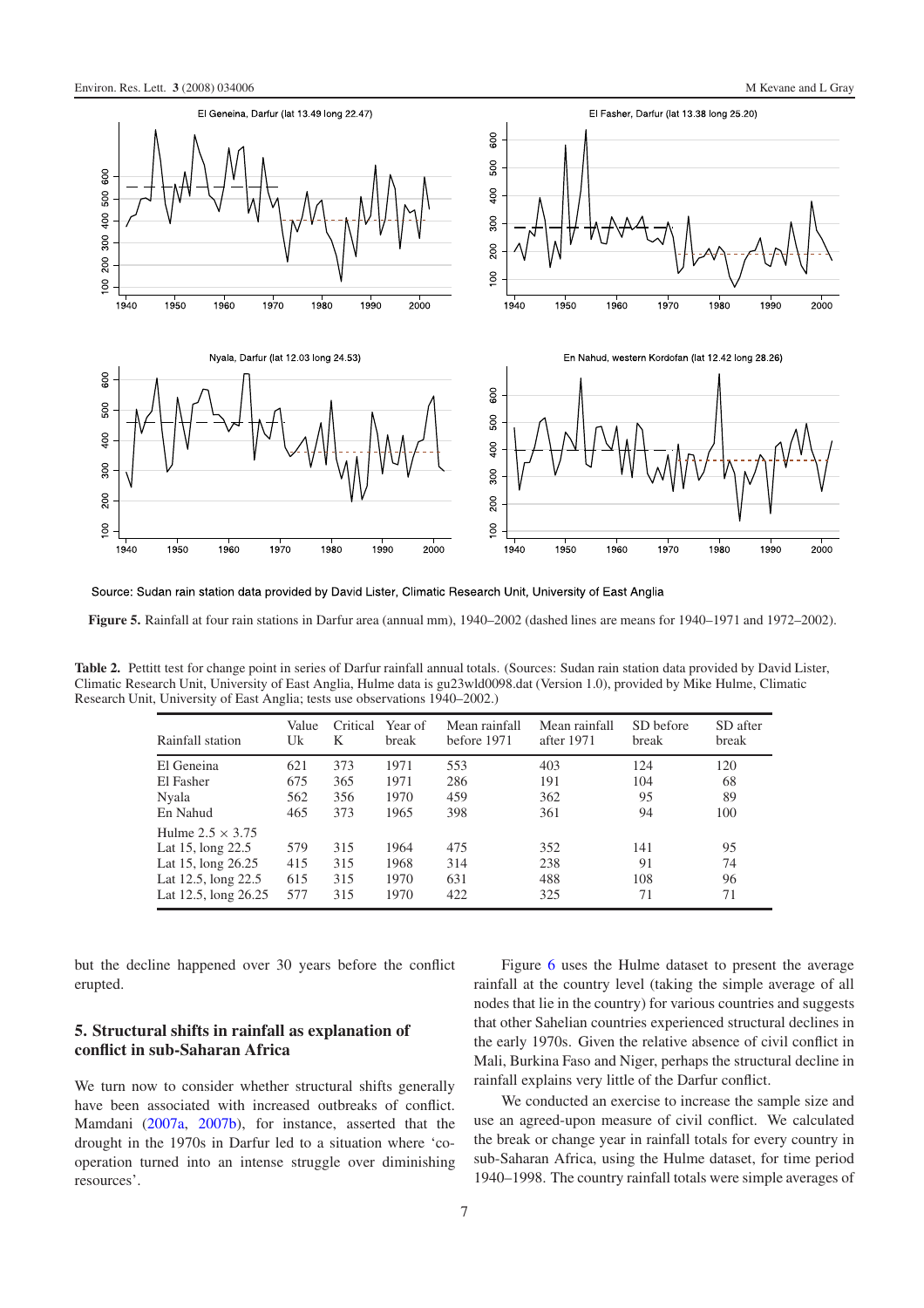Source: Sudan rain station data provided by David Lister, Climatic Research Unit, University of East Anglia

**Figure 5.** Rainfall at four rain stations in Darfur area (annual mm), 1940–2002 (dashed lines are means for 1940–1971 and 1972–2002).

**Table 2.** Pettitt test for change point in series of Darfur rainfall annual totals. (Sources: Sudan rain station data provided by David Lister, Climatic Research Unit, University of East Anglia, Hulme data is gu23wld0098.dat (Version 1.0), provided by Mike Hulme, Climatic Research Unit, University of East Anglia; tests use observations 1940–2002.)

| Rainfall station | Value Uk | Critical K | Year of break | Mean rainfall before 1971 | Mean rainfall after 1971 | SD before break | SD after break |
|---|---|---|---|---|---|---|---|
| El Geneina | 621 | 373 | 1971 | 553 | 403 | 124 | 120 |
| El Fasher | 675 | 365 | 1971 | 286 | 191 | 104 | 68 |
| Nyala | 562 | 356 | 1970 | 459 | 362 | 95 | 89 |
| En Nahud | 465 | 373 | 1965 | 398 | 361 | 94 | 100 |
| Hulme 2.5 × 3.75 | | | | | | | |
| Lat 15, long 22.5 | 579 | 315 | 1964 | 475 | 352 | 141 | 95 |
| Lat 15, long 26.25 | 415 | 315 | 1968 | 314 | 238 | 91 | 74 |
| Lat 12.5, long 22.5 | 615 | 315 | 1970 | 631 | 488 | 108 | 96 |
| Lat 12.5, long 26.25 | 577 | 315 | 1970 | 422 | 325 | 71 | 71 |

but the decline happened over 30 years before the conflict erupted.

## 5. Structural shifts in rainfall as explanation of conflict in sub-Saharan Africa

We turn now to consider whether structural shifts generally have been associated with increased outbreaks of conflict. Mamdani (2007a, 2007b), for instance, asserted that the drought in the 1970s in Darfur led to a situation where 'co-operation turned into an intense struggle over diminishing resources'.

Figure 6 uses the Hulme dataset to present the average rainfall at the country level (taking the simple average of all nodes that lie in the country) for various countries and suggests that other Sahelian countries experienced structural declines in the early 1970s. Given the relative absence of civil conflict in Mali, Burkina Faso and Niger, perhaps the structural decline in rainfall explains very little of the Darfur conflict.

We conducted an exercise to increase the sample size and use an agreed-upon measure of civil conflict. We calculated the break or change year in rainfall totals for every country in sub-Saharan Africa, using the Hulme dataset, for time period 1940–1998. The country rainfall totals were simple averages of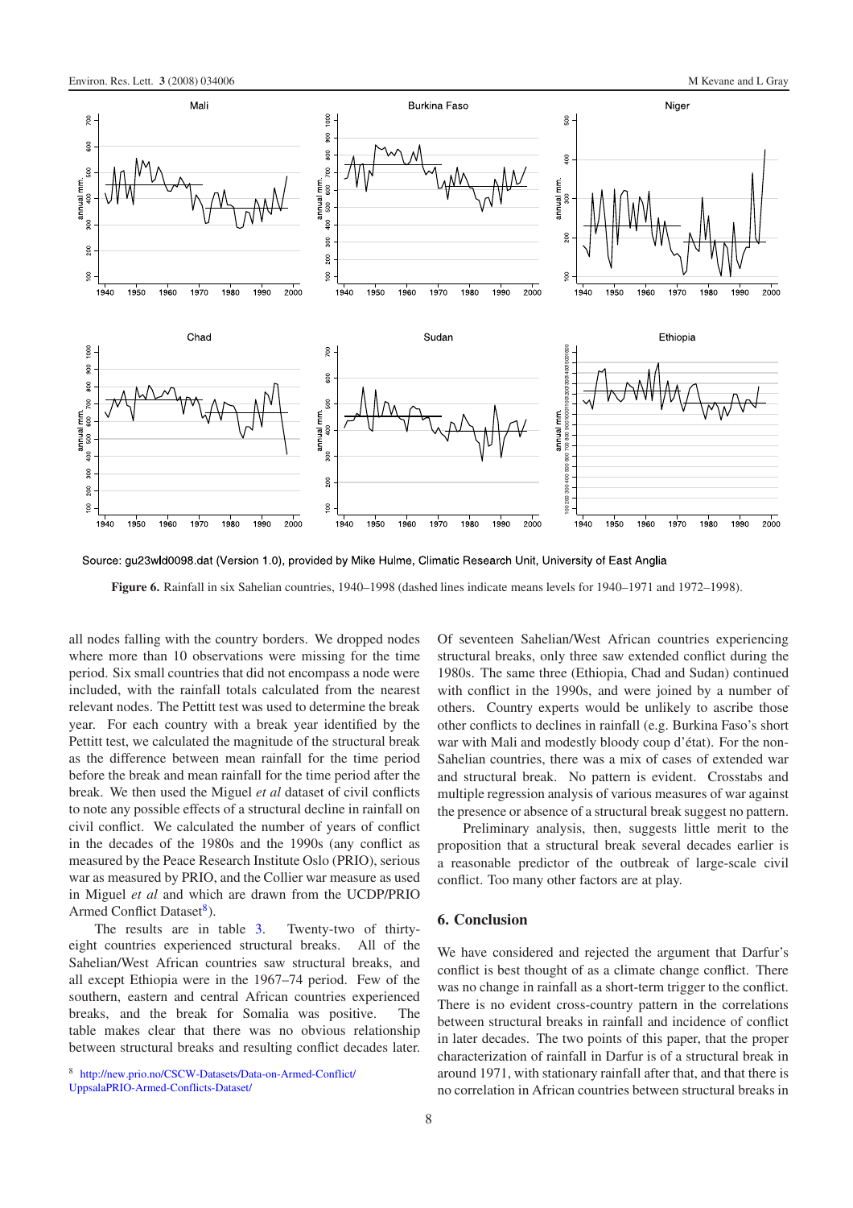Source: gu23wld0098.dat (Version 1.0), provided by Mike Hulme, Climatic Research Unit, University of East Anglia

**Figure 6.** Rainfall in six Sahelian countries, 1940–1998 (dashed lines indicate means levels for 1940–1971 and 1972–1998).

all nodes falling with the country borders. We dropped nodes where more than 10 observations were missing for the time period. Six small countries that did not encompass a node were included, with the rainfall totals calculated from the nearest relevant nodes. The Pettitt test was used to determine the break year. For each country with a break year identified by the Pettitt test, we calculated the magnitude of the structural break as the difference between mean rainfall for the time period before the break and mean rainfall for the time period after the break. We then used the Miguel *et al* dataset of civil conflicts to note any possible effects of a structural decline in rainfall on civil conflict. We calculated the number of years of conflict in the decades of the 1980s and the 1990s (any conflict as measured by the Peace Research Institute Oslo (PRIO), serious war as measured by PRIO, and the Collier war measure as used in Miguel *et al* and which are drawn from the UCDP/PRIO Armed Conflict Dataset[8]).

The results are in table 3. Twenty-two of thirty-eight countries experienced structural breaks. All of the Sahelian/West African countries saw structural breaks, and all except Ethiopia were in the 1967–74 period. Few of the southern, eastern and central African countries experienced breaks, and the break for Somalia was positive. The table makes clear that there was no obvious relationship between structural breaks and resulting conflict decades later. Of seventeen Sahelian/West African countries experiencing structural breaks, only three saw extended conflict during the 1980s. The same three (Ethiopia, Chad and Sudan) continued with conflict in the 1990s, and were joined by a number of others. Country experts would be unlikely to ascribe those other conflicts to declines in rainfall (e.g. Burkina Faso's short war with Mali and modestly bloody coup d'état). For the non-Sahelian countries, there was a mix of cases of extended war and structural break. No pattern is evident. Crosstabs and multiple regression analysis of various measures of war against the presence or absence of a structural break suggest no pattern.

Preliminary analysis, then, suggests little merit to the proposition that a structural break several decades earlier is a reasonable predictor of the outbreak of large-scale civil conflict. Too many other factors are at play.

## 6. Conclusion

We have considered and rejected the argument that Darfur's conflict is best thought of as a climate change conflict. There was no change in rainfall as a short-term trigger to the conflict. There is no evident cross-country pattern in the correlations between structural breaks in rainfall and incidence of conflict in later decades. The two points of this paper, that the proper characterization of rainfall in Darfur is of a structural break in around 1971, with stationary rainfall after that, and that there is no correlation in African countries between structural breaks in

[8] http://new.prio.no/CSCW-Datasets/Data-on-Armed-Conflict/UppsalaPRIO-Armed-Conflicts-Dataset/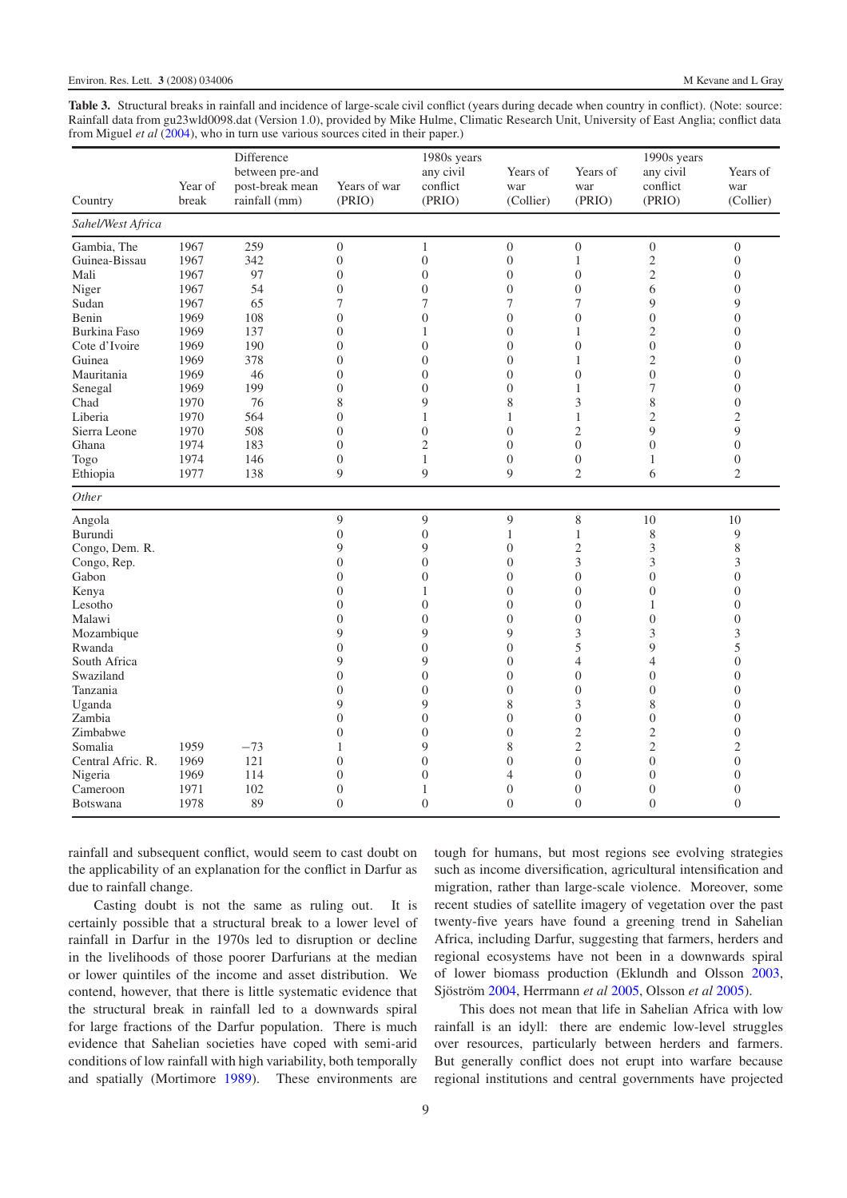**Table 3.** Structural breaks in rainfall and incidence of large-scale civil conflict (years during decade when country in conflict). (Note: source: Rainfall data from gu23wld0098.dat (Version 1.0), provided by Mike Hulme, Climatic Research Unit, University of East Anglia; conflict data from Miguel *et al* (2004), who in turn use various sources cited in their paper.)

| Country | Year of break | Difference between pre-and post-break mean rainfall (mm) | Years of war (PRIO) | 1980s years any civil conflict (PRIO) | Years of war (Collier) | Years of war (PRIO) | 1990s years any civil conflict (PRIO) | Years of war (Collier) |
|---|---|---|---|---|---|---|---|---|
| *Sahel/West Africa* | | | | | | | | |
| Gambia, The | 1967 | 259 | 0 | 1 | 0 | 0 | 0 | 0 |
| Guinea-Bissau | 1967 | 342 | 0 | 0 | 0 | 1 | 2 | 0 |
| Mali | 1967 | 97 | 0 | 0 | 0 | 0 | 2 | 0 |
| Niger | 1967 | 54 | 0 | 0 | 0 | 0 | 6 | 0 |
| Sudan | 1967 | 65 | 7 | 7 | 7 | 7 | 9 | 9 |
| Benin | 1969 | 108 | 0 | 0 | 0 | 0 | 0 | 0 |
| Burkina Faso | 1969 | 137 | 0 | 1 | 0 | 1 | 2 | 0 |
| Cote d'Ivoire | 1969 | 190 | 0 | 0 | 0 | 0 | 0 | 0 |
| Guinea | 1969 | 378 | 0 | 0 | 0 | 1 | 2 | 0 |
| Mauritania | 1969 | 46 | 0 | 0 | 0 | 0 | 0 | 0 |
| Senegal | 1969 | 199 | 0 | 0 | 0 | 1 | 7 | 0 |
| Chad | 1970 | 76 | 8 | 9 | 8 | 3 | 8 | 0 |
| Liberia | 1970 | 564 | 0 | 1 | 1 | 1 | 2 | 2 |
| Sierra Leone | 1970 | 508 | 0 | 0 | 0 | 2 | 9 | 9 |
| Ghana | 1974 | 183 | 0 | 2 | 0 | 0 | 0 | 0 |
| Togo | 1974 | 146 | 0 | 1 | 0 | 0 | 1 | 0 |
| Ethiopia | 1977 | 138 | 9 | 9 | 9 | 2 | 6 | 2 |
| *Other* | | | | | | | | |
| Angola | | | 9 | 9 | 9 | 8 | 10 | 10 |
| Burundi | | | 0 | 0 | 1 | 1 | 8 | 9 |
| Congo, Dem. R. | | | 9 | 9 | 0 | 2 | 3 | 8 |
| Congo, Rep. | | | 0 | 0 | 0 | 3 | 3 | 3 |
| Gabon | | | 0 | 0 | 0 | 0 | 0 | 0 |
| Kenya | | | 0 | 1 | 0 | 0 | 0 | 0 |
| Lesotho | | | 0 | 0 | 0 | 0 | 1 | 0 |
| Malawi | | | 0 | 0 | 0 | 0 | 0 | 0 |
| Mozambique | | | 9 | 9 | 9 | 3 | 3 | 3 |
| Rwanda | | | 0 | 0 | 0 | 5 | 9 | 5 |
| South Africa | | | 9 | 9 | 0 | 4 | 4 | 0 |
| Swaziland | | | 0 | 0 | 0 | 0 | 0 | 0 |
| Tanzania | | | 0 | 0 | 0 | 0 | 0 | 0 |
| Uganda | | | 9 | 9 | 8 | 3 | 8 | 0 |
| Zambia | | | 0 | 0 | 0 | 0 | 0 | 0 |
| Zimbabwe | | | 0 | 0 | 0 | 2 | 2 | 0 |
| Somalia | 1959 | −73 | 1 | 9 | 8 | 2 | 2 | 2 |
| Central Afric. R. | 1969 | 121 | 0 | 0 | 0 | 0 | 0 | 0 |
| Nigeria | 1969 | 114 | 0 | 0 | 4 | 0 | 0 | 0 |
| Cameroon | 1971 | 102 | 0 | 1 | 0 | 0 | 0 | 0 |
| Botswana | 1978 | 89 | 0 | 0 | 0 | 0 | 0 | 0 |

rainfall and subsequent conflict, would seem to cast doubt on the applicability of an explanation for the conflict in Darfur as due to rainfall change.

Casting doubt is not the same as ruling out. It is certainly possible that a structural break to a lower level of rainfall in Darfur in the 1970s led to disruption or decline in the livelihoods of those poorer Darfurians at the median or lower quintiles of the income and asset distribution. We contend, however, that there is little systematic evidence that the structural break in rainfall led to a downwards spiral for large fractions of the Darfur population. There is much evidence that Sahelian societies have coped with semi-arid conditions of low rainfall with high variability, both temporally and spatially (Mortimore 1989). These environments are tough for humans, but most regions see evolving strategies such as income diversification, agricultural intensification and migration, rather than large-scale violence. Moreover, some recent studies of satellite imagery of vegetation over the past twenty-five years have found a greening trend in Sahelian Africa, including Darfur, suggesting that farmers, herders and regional ecosystems have not been in a downwards spiral of lower biomass production (Eklundh and Olsson 2003, Sjöström 2004, Herrmann *et al* 2005, Olsson *et al* 2005).

This does not mean that life in Sahelian Africa with low rainfall is an idyll: there are endemic low-level struggles over resources, particularly between herders and farmers. But generally conflict does not erupt into warfare because regional institutions and central governments have projected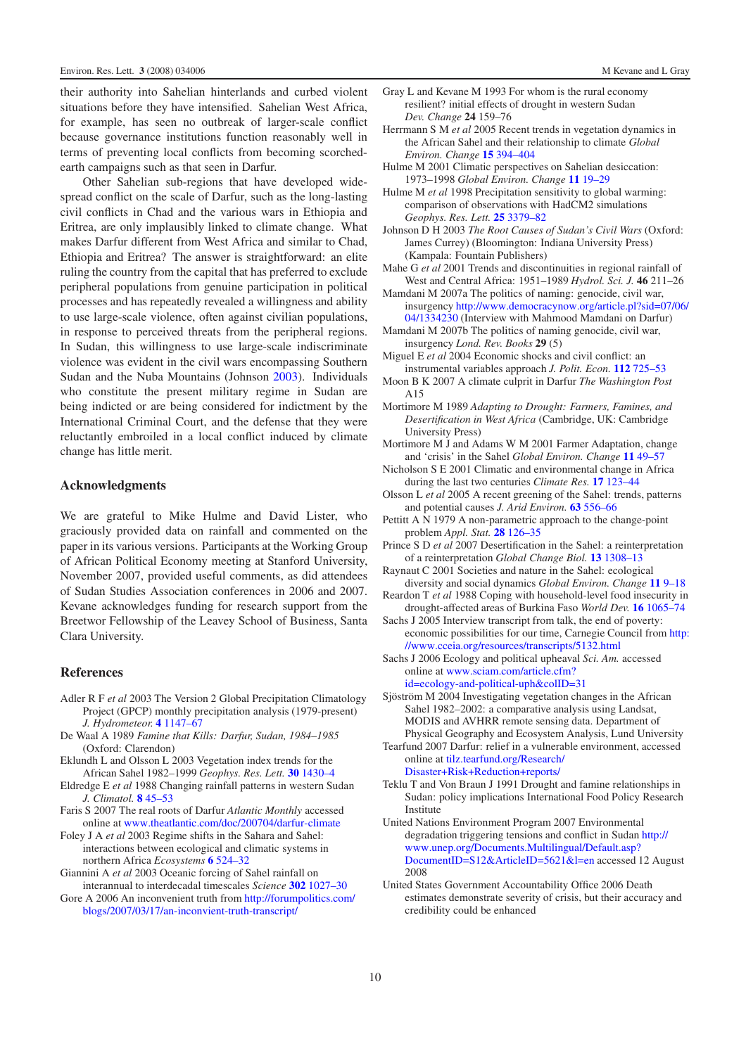their authority into Sahelian hinterlands and curbed violent situations before they have intensified. Sahelian West Africa, for example, has seen no outbreak of larger-scale conflict because governance institutions function reasonably well in terms of preventing local conflicts from becoming scorched-earth campaigns such as that seen in Darfur.

Other Sahelian sub-regions that have developed widespread conflict on the scale of Darfur, such as the long-lasting civil conflicts in Chad and the various wars in Ethiopia and Eritrea, are only implausibly linked to climate change. What makes Darfur different from West Africa and similar to Chad, Ethiopia and Eritrea? The answer is straightforward: an elite ruling the country from the capital that has preferred to exclude peripheral populations from genuine participation in political processes and has repeatedly revealed a willingness and ability to use large-scale violence, often against civilian populations, in response to perceived threats from the peripheral regions. In Sudan, this willingness to use large-scale indiscriminate violence was evident in the civil wars encompassing Southern Sudan and the Nuba Mountains (Johnson 2003). Individuals who constitute the present military regime in Sudan are being indicted or are being considered for indictment by the International Criminal Court, and the defense that they were reluctantly embroiled in a local conflict induced by climate change has little merit.

## Acknowledgments

We are grateful to Mike Hulme and David Lister, who graciously provided data on rainfall and commented on the paper in its various versions. Participants at the Working Group of African Political Economy meeting at Stanford University, November 2007, provided useful comments, as did attendees of Sudan Studies Association conferences in 2006 and 2007. Kevane acknowledges funding for research support from the Breetwor Fellowship of the Leavey School of Business, Santa Clara University.

## References

Adler R F *et al* 2003 The Version 2 Global Precipitation Climatology Project (GPCP) monthly precipitation analysis (1979-present) *J. Hydrometeor.* **4** 1147–67

De Waal A 1989 *Famine that Kills: Darfur, Sudan, 1984–1985* (Oxford: Clarendon)

Eklundh L and Olsson L 2003 Vegetation index trends for the African Sahel 1982–1999 *Geophys. Res. Lett.* **30** 1430–4

Eldredge E *et al* 1988 Changing rainfall patterns in western Sudan *J. Climatol.* **8** 45–53

Faris S 2007 The real roots of Darfur *Atlantic Monthly* accessed online at www.theatlantic.com/doc/200704/darfur-climate

Foley J A *et al* 2003 Regime shifts in the Sahara and Sahel: interactions between ecological and climatic systems in northern Africa *Ecosystems* **6** 524–32

Giannini A *et al* 2003 Oceanic forcing of Sahel rainfall on interannual to interdecadal timescales *Science* **302** 1027–30

Gore A 2006 An inconvenient truth from http://forumpolitics.com/blogs/2007/03/17/an-inconvient-truth-transcript/

Gray L and Kevane M 1993 For whom is the rural economy resilient? initial effects of drought in western Sudan *Dev. Change* **24** 159–76

Herrmann S M *et al* 2005 Recent trends in vegetation dynamics in the African Sahel and their relationship to climate *Global Environ. Change* **15** 394–404

Hulme M 2001 Climatic perspectives on Sahelian desiccation: 1973–1998 *Global Environ. Change* **11** 19–29

Hulme M *et al* 1998 Precipitation sensitivity to global warming: comparison of observations with HadCM2 simulations *Geophys. Res. Lett.* **25** 3379–82

Johnson D H 2003 *The Root Causes of Sudan's Civil Wars* (Oxford: James Currey) (Bloomington: Indiana University Press) (Kampala: Fountain Publishers)

Mahe G *et al* 2001 Trends and discontinuities in regional rainfall of West and Central Africa: 1951–1989 *Hydrol. Sci. J.* **46** 211–26

Mamdani M 2007a The politics of naming: genocide, civil war, insurgency http://www.democracynow.org/article.pl?sid=07/06/04/1334230 (Interview with Mahmood Mamdani on Darfur)

Mamdani M 2007b The politics of naming genocide, civil war, insurgency *Lond. Rev. Books* **29** (5)

Miguel E *et al* 2004 Economic shocks and civil conflict: an instrumental variables approach *J. Polit. Econ.* **112** 725–53

Moon B K 2007 A climate culprit in Darfur *The Washington Post* A15

Mortimore M 1989 *Adapting to Drought: Farmers, Famines, and Desertification in West Africa* (Cambridge, UK: Cambridge University Press)

Mortimore M J and Adams W M 2001 Farmer Adaptation, change and 'crisis' in the Sahel *Global Environ. Change* **11** 49–57

Nicholson S E 2001 Climatic and environmental change in Africa during the last two centuries *Climate Res.* **17** 123–44

Olsson L *et al* 2005 A recent greening of the Sahel: trends, patterns and potential causes *J. Arid Environ.* **63** 556–66

Pettitt A N 1979 A non-parametric approach to the change-point problem *Appl. Stat.* **28** 126–35

Prince S D *et al* 2007 Desertification in the Sahel: a reinterpretation of a reinterpretation *Global Change Biol.* **13** 1308–13

Raynaut C 2001 Societies and nature in the Sahel: ecological diversity and social dynamics *Global Environ. Change* **11** 9–18

Reardon T *et al* 1988 Coping with household-level food insecurity in drought-affected areas of Burkina Faso *World Dev.* **16** 1065–74

Sachs J 2005 Interview transcript from talk, the end of poverty: economic possibilities for our time, Carnegie Council from http://www.cceia.org/resources/transcripts/5132.html

Sachs J 2006 Ecology and political upheaval *Sci. Am.* accessed online at www.sciam.com/article.cfm?id=ecology-and-political-uph&colID=31

Sjöström M 2004 Investigating vegetation changes in the African Sahel 1982–2002: a comparative analysis using Landsat, MODIS and AVHRR remote sensing data. Department of Physical Geography and Ecosystem Analysis, Lund University

Tearfund 2007 Darfur: relief in a vulnerable environment, accessed online at tilz.tearfund.org/Research/Disaster+Risk+Reduction+reports/

Teklu T and Von Braun J 1991 Drought and famine relationships in Sudan: policy implications International Food Policy Research Institute

United Nations Environment Program 2007 Environmental degradation triggering tensions and conflict in Sudan http://www.unep.org/Documents.Multilingual/Default.asp?DocumentID=S12&ArticleID=5621&l=en accessed 12 August 2008

United States Government Accountability Office 2006 Death estimates demonstrate severity of crisis, but their accuracy and credibility could be enhanced